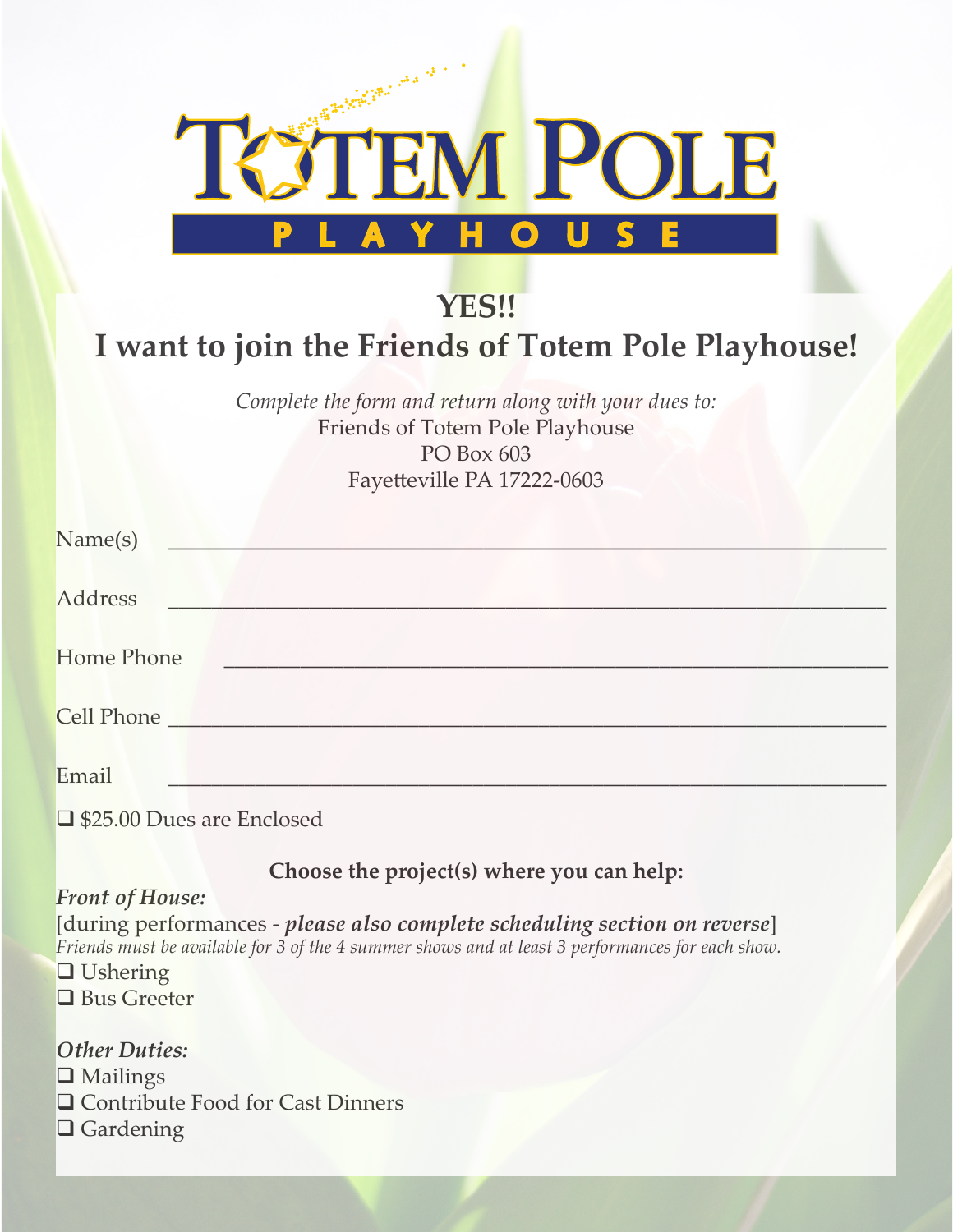# TOTEM POLE PLAYHOUSE

## YES!!

## I want to join the Friends of Totem Pole Playhouse!

*Complete the form and return along with your dues to:*
Friends of Totem Pole Playhouse
PO Box 603
Fayetteville PA 17222-0603

Name(s) ______________________________________________________________

Address ______________________________________________________________

Home Phone ___________________________________________________________

Cell Phone ___________________________________________________________

Email ________________________________________________________________

❑ $25.00 Dues are Enclosed

**Choose the project(s) where you can help:**

***Front of House:***
[during performances - ***please also complete scheduling section on reverse***]
*Friends must be available for 3 of the 4 summer shows and at least 3 performances for each show.*

❑ Ushering
❑ Bus Greeter

***Other Duties:***

❑ Mailings
❑ Contribute Food for Cast Dinners
❑ Gardening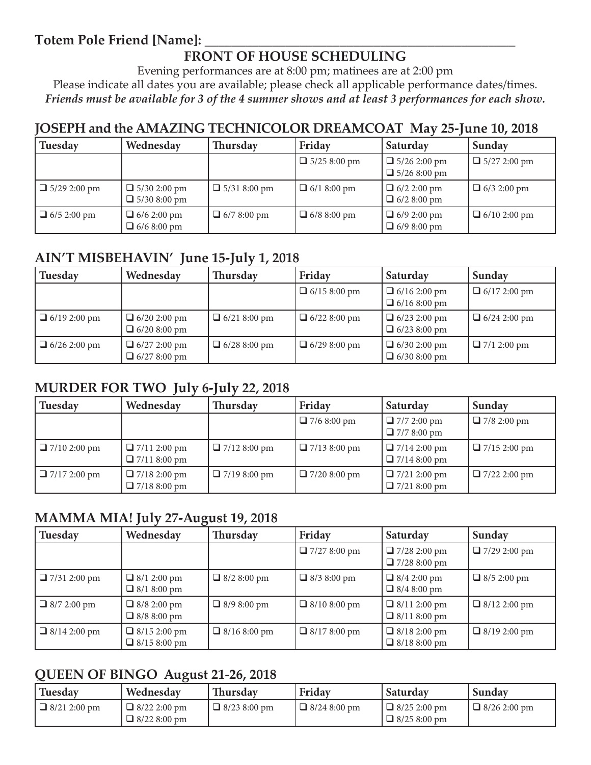**Totem Pole Friend [Name]: ___________________________________________________**

## FRONT OF HOUSE SCHEDULING

Evening performances are at 8:00 pm; matinees are at 2:00 pm

Please indicate all dates you are available; please check all applicable performance dates/times.

***Friends must be available for 3 of the 4 summer shows and at least 3 performances for each show.***

### JOSEPH and the AMAZING TECHNICOLOR DREAMCOAT May 25-June 10, 2018

| Tuesday | Wednesday | Thursday | Friday | Saturday | Sunday |
|---|---|---|---|---|---|
| | | | ❑ 5/25 8:00 pm | ❑ 5/26 2:00 pm<br>❑ 5/26 8:00 pm | ❑ 5/27 2:00 pm |
| ❑ 5/29 2:00 pm | ❑ 5/30 2:00 pm<br>❑ 5/30 8:00 pm | ❑ 5/31 8:00 pm | ❑ 6/1 8:00 pm | ❑ 6/2 2:00 pm<br>❑ 6/2 8:00 pm | ❑ 6/3 2:00 pm |
| ❑ 6/5 2:00 pm | ❑ 6/6 2:00 pm<br>❑ 6/6 8:00 pm | ❑ 6/7 8:00 pm | ❑ 6/8 8:00 pm | ❑ 6/9 2:00 pm<br>❑ 6/9 8:00 pm | ❑ 6/10 2:00 pm |

### AIN'T MISBEHAVIN' June 15-July 1, 2018

| Tuesday | Wednesday | Thursday | Friday | Saturday | Sunday |
|---|---|---|---|---|---|
| | | | ❑ 6/15 8:00 pm | ❑ 6/16 2:00 pm<br>❑ 6/16 8:00 pm | ❑ 6/17 2:00 pm |
| ❑ 6/19 2:00 pm | ❑ 6/20 2:00 pm<br>❑ 6/20 8:00 pm | ❑ 6/21 8:00 pm | ❑ 6/22 8:00 pm | ❑ 6/23 2:00 pm<br>❑ 6/23 8:00 pm | ❑ 6/24 2:00 pm |
| ❑ 6/26 2:00 pm | ❑ 6/27 2:00 pm<br>❑ 6/27 8:00 pm | ❑ 6/28 8:00 pm | ❑ 6/29 8:00 pm | ❑ 6/30 2:00 pm<br>❑ 6/30 8:00 pm | ❑ 7/1 2:00 pm |

### MURDER FOR TWO July 6-July 22, 2018

| Tuesday | Wednesday | Thursday | Friday | Saturday | Sunday |
|---|---|---|---|---|---|
| | | | ❑ 7/6 8:00 pm | ❑ 7/7 2:00 pm<br>❑ 7/7 8:00 pm | ❑ 7/8 2:00 pm |
| ❑ 7/10 2:00 pm | ❑ 7/11 2:00 pm<br>❑ 7/11 8:00 pm | ❑ 7/12 8:00 pm | ❑ 7/13 8:00 pm | ❑ 7/14 2:00 pm<br>❑ 7/14 8:00 pm | ❑ 7/15 2:00 pm |
| ❑ 7/17 2:00 pm | ❑ 7/18 2:00 pm<br>❑ 7/18 8:00 pm | ❑ 7/19 8:00 pm | ❑ 7/20 8:00 pm | ❑ 7/21 2:00 pm<br>❑ 7/21 8:00 pm | ❑ 7/22 2:00 pm |

### MAMMA MIA! July 27-August 19, 2018

| Tuesday | Wednesday | Thursday | Friday | Saturday | Sunday |
|---|---|---|---|---|---|
| | | | ❑ 7/27 8:00 pm | ❑ 7/28 2:00 pm<br>❑ 7/28 8:00 pm | ❑ 7/29 2:00 pm |
| ❑ 7/31 2:00 pm | ❑ 8/1 2:00 pm<br>❑ 8/1 8:00 pm | ❑ 8/2 8:00 pm | ❑ 8/3 8:00 pm | ❑ 8/4 2:00 pm<br>❑ 8/4 8:00 pm | ❑ 8/5 2:00 pm |
| ❑ 8/7 2:00 pm | ❑ 8/8 2:00 pm<br>❑ 8/8 8:00 pm | ❑ 8/9 8:00 pm | ❑ 8/10 8:00 pm | ❑ 8/11 2:00 pm<br>❑ 8/11 8:00 pm | ❑ 8/12 2:00 pm |
| ❑ 8/14 2:00 pm | ❑ 8/15 2:00 pm<br>❑ 8/15 8:00 pm | ❑ 8/16 8:00 pm | ❑ 8/17 8:00 pm | ❑ 8/18 2:00 pm<br>❑ 8/18 8:00 pm | ❑ 8/19 2:00 pm |

### QUEEN OF BINGO August 21-26, 2018

| Tuesday | Wednesday | Thursday | Friday | Saturday | Sunday |
|---|---|---|---|---|---|
| ❑ 8/21 2:00 pm | ❑ 8/22 2:00 pm<br>❑ 8/22 8:00 pm | ❑ 8/23 8:00 pm | ❑ 8/24 8:00 pm | ❑ 8/25 2:00 pm<br>❑ 8/25 8:00 pm | ❑ 8/26 2:00 pm |